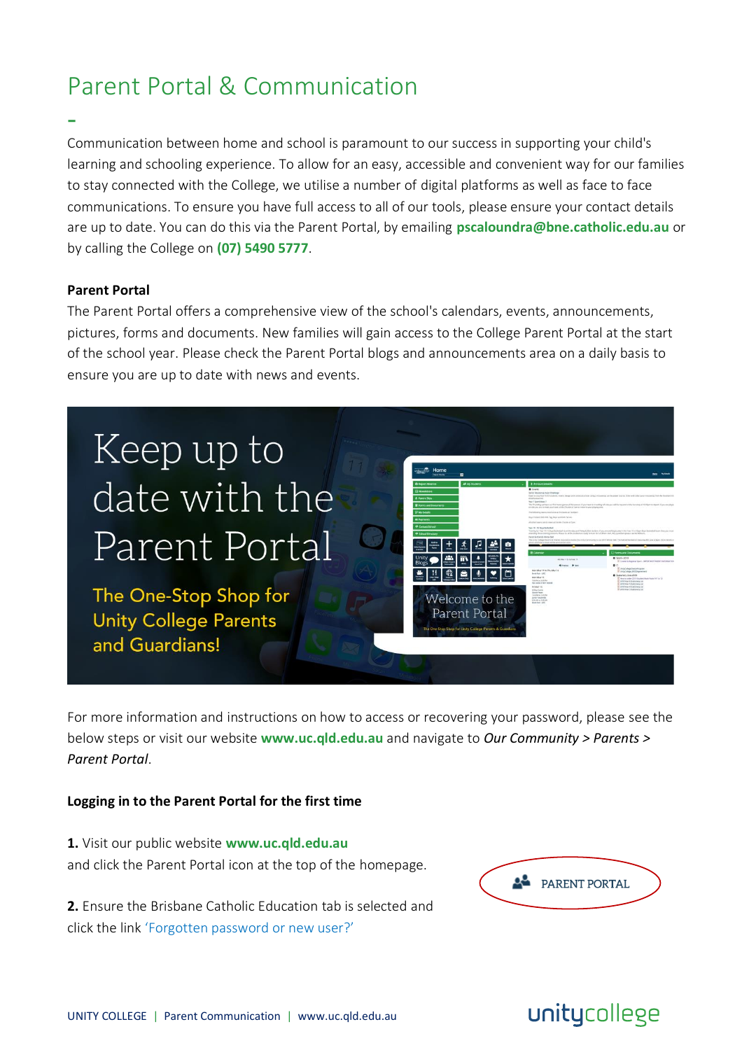# Parent Portal & Communication

Communication between home and school is paramount to our success in supporting your child's learning and schooling experience. To allow for an easy, accessible and convenient way for our families to stay connected with the College, we utilise a number of digital platforms as well as face to face communications. To ensure you have full access to all of our tools, please ensure your contact details are up to date. You can do this via the Parent Portal, by emailing **pscaloundra@bne.catholic.edu.au** or by calling the College on **(07) 5490 5777**.

### Parent Portal

The Parent Portal offers a comprehensive view of the school's calendars, events, announcements, pictures, forms and documents. New families will gain access to the College Parent Portal at the start of the school year. Please check the Parent Portal blogs and announcements area on a daily basis to ensure you are up to date with news and events.

Keep up to date with the Parent Portal

The One-Stop Shop for Unity College Parents and Guardians!

For more information and instructions on how to access or recovering your password, please see the below steps or visit our website **www.uc.qld.edu.au** and navigate to *Our Community > Parents > Parent Portal*.

### Logging in to the Parent Portal for the first time

**1.** Visit our public website **www.uc.qld.edu.au** and click the Parent Portal icon at the top of the homepage.

PARENT PORTAL

**2.** Ensure the Brisbane Catholic Education tab is selected and click the link 'Forgotten password or new user?'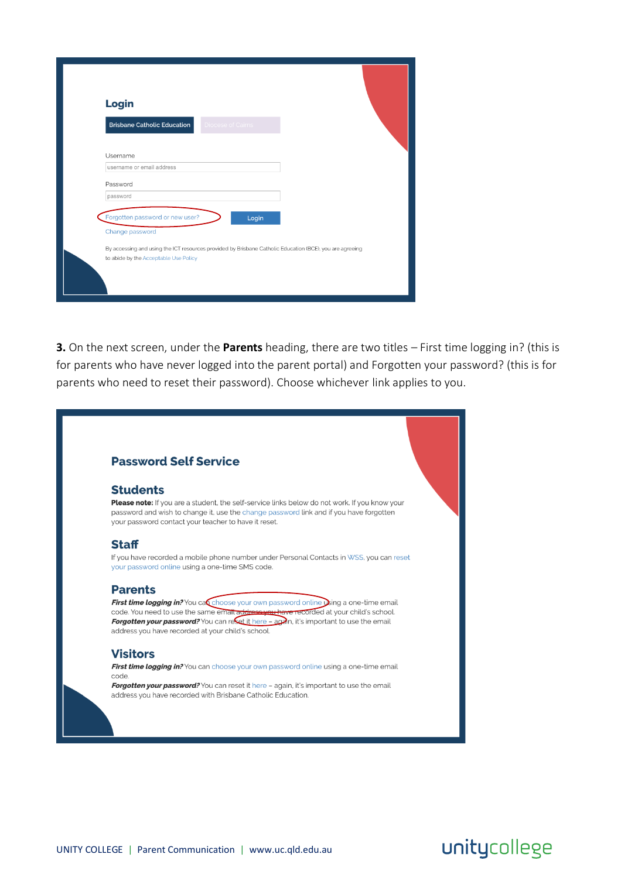## Login

Brisbane Catholic Education | Diocese of Cairns

Username

username or email address

Password

password

Forgotten password or new user?

Login

Change password

By accessing and using the ICT resources provided by Brisbane Catholic Education (BCE), you are agreeing to abide by the Acceptable Use Policy

**3.** On the next screen, under the **Parents** heading, there are two titles – First time logging in? (this is for parents who have never logged into the parent portal) and Forgotten your password? (this is for parents who need to reset their password). Choose whichever link applies to you.

## Password Self Service

### Students

**Please note:** If you are a student, the self-service links below do not work. If you know your password and wish to change it, use the change password link and if you have forgotten your password contact your teacher to have it reset.

### Staff

If you have recorded a mobile phone number under Personal Contacts in WSS, you can reset your password online using a one-time SMS code.

### Parents

***First time logging in?*** You can choose your own password online using a one-time email code. You need to use the same email address you have recorded at your child's school.
***Forgotten your password?*** You can reset it here – again, it's important to use the email address you have recorded at your child's school.

### Visitors

***First time logging in?*** You can choose your own password online using a one-time email code.
***Forgotten your password?*** You can reset it here – again, it's important to use the email address you have recorded with Brisbane Catholic Education.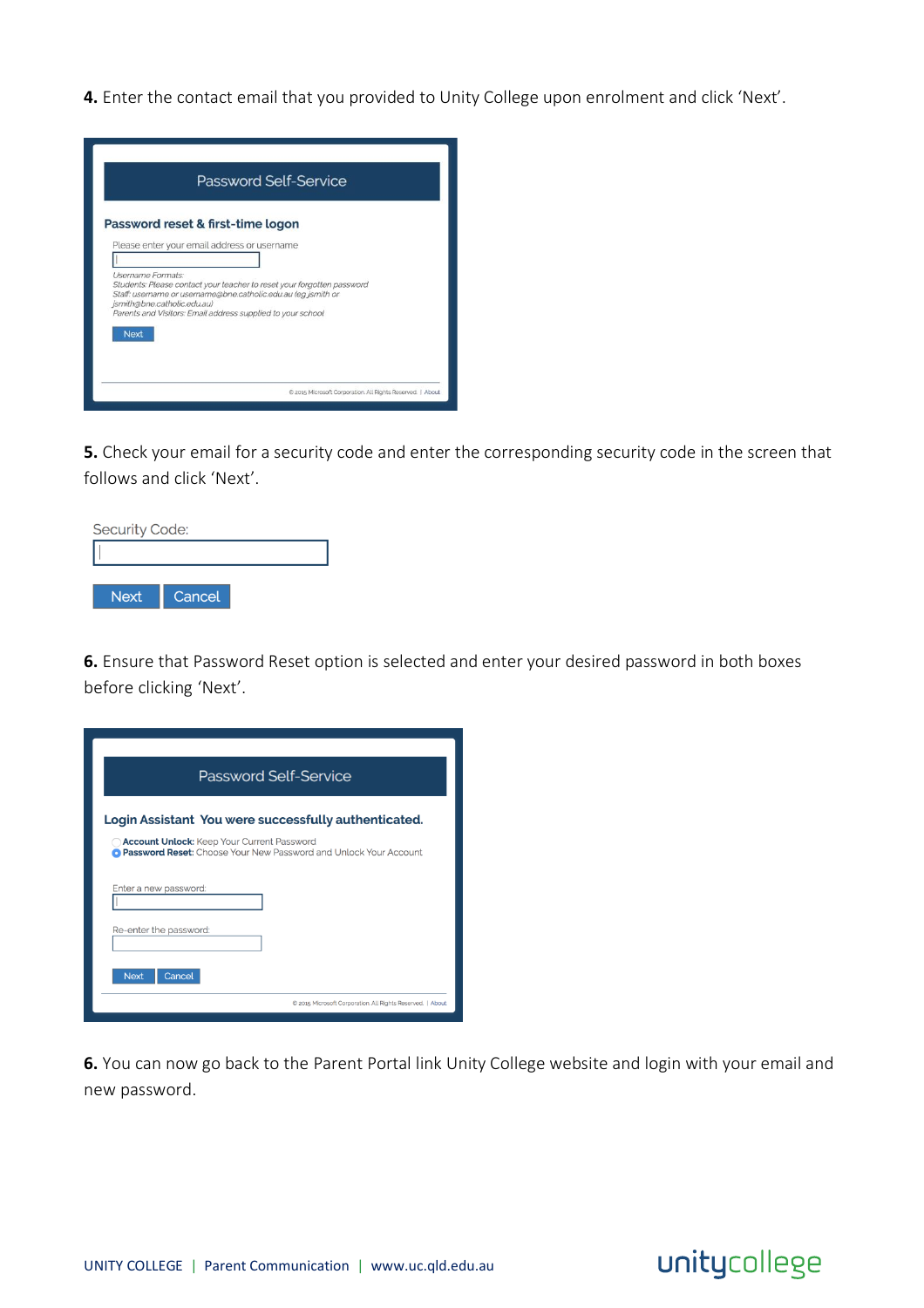**4.** Enter the contact email that you provided to Unity College upon enrolment and click 'Next'.

Password Self-Service

**Password reset & first-time logon**

Please enter your email address or username

*Username Formats:*
*Students: Please contact your teacher to reset your forgotten password*
*Staff: username or username@bne.catholic.edu.au (eg jsmith or jsmith@bne.catholic.edu.au)*
*Parents and Visitors: Email address supplied to your school*

Next

© 2015 Microsoft Corporation. All Rights Reserved. | About

**5.** Check your email for a security code and enter the corresponding security code in the screen that follows and click 'Next'.

Security Code:

Next Cancel

**6.** Ensure that Password Reset option is selected and enter your desired password in both boxes before clicking 'Next'.

Password Self-Service

**Login Assistant You were successfully authenticated.**

**Account Unlock:** Keep Your Current Password
**Password Reset:** Choose Your New Password and Unlock Your Account

Enter a new password:

Re-enter the password:

Next Cancel

© 2015 Microsoft Corporation. All Rights Reserved. | About

**6.** You can now go back to the Parent Portal link Unity College website and login with your email and new password.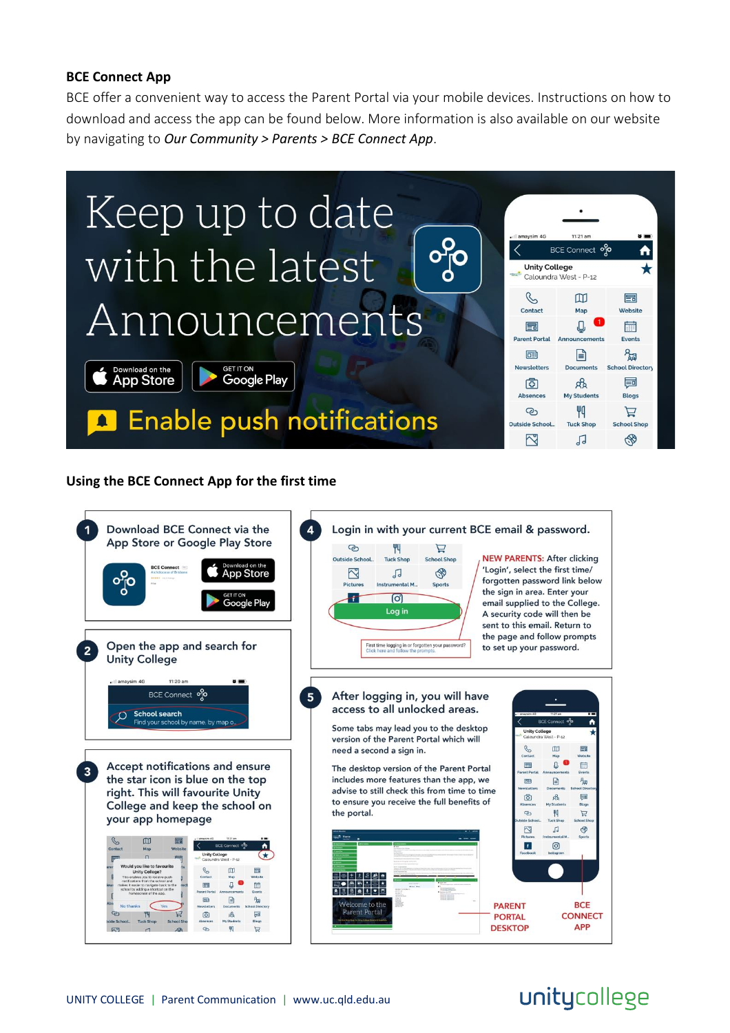**BCE Connect App**

BCE offer a convenient way to access the Parent Portal via your mobile devices. Instructions on how to download and access the app can be found below. More information is also available on our website by navigating to *Our Community > Parents > BCE Connect App*.

Keep up to date with the latest Announcements

Enable push notifications

**Using the BCE Connect App for the first time**

1. Download BCE Connect via the App Store or Google Play Store

2. Open the app and search for Unity College

3. Accept notifications and ensure the star icon is blue on the top right. This will favourite Unity College and keep the school on your app homepage

4. Login in with your current BCE email & password.

   NEW PARENTS: After clicking 'Login', select the first time/ forgotten password link below the sign in area. Enter your email supplied to the College. A security code will then be sent to this email. Return to the page and follow prompts to set up your password.

5. After logging in, you will have access to all unlocked areas.

   Some tabs may lead you to the desktop version of the Parent Portal which will need a second a sign in.

   The desktop version of the Parent Portal includes more features than the app, we advise to still check this from time to time to ensure you receive the full benefits of the portal.

   PARENT PORTAL DESKTOP | BCE CONNECT APP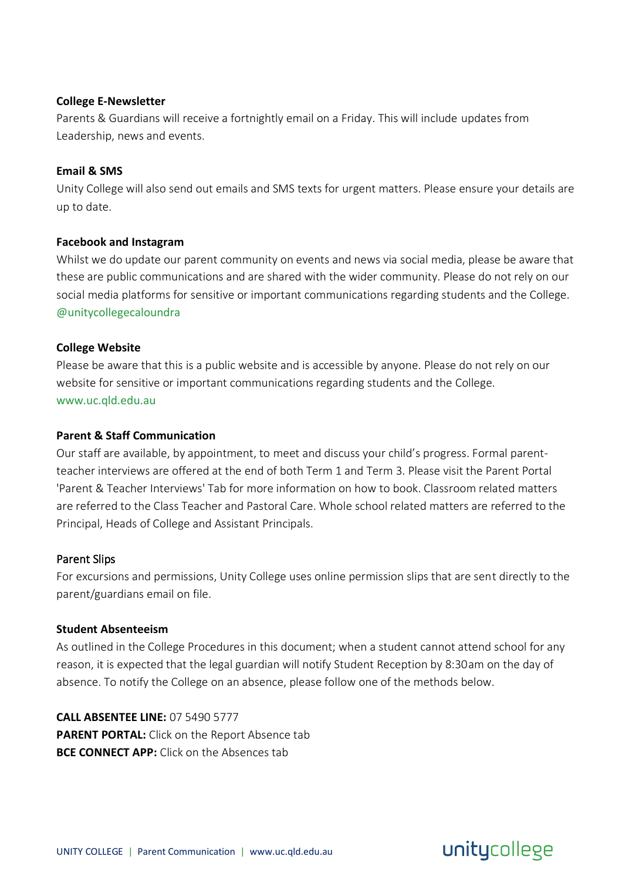**College E-Newsletter**

Parents & Guardians will receive a fortnightly email on a Friday. This will include updates from Leadership, news and events.

**Email & SMS**

Unity College will also send out emails and SMS texts for urgent matters. Please ensure your details are up to date.

**Facebook and Instagram**

Whilst we do update our parent community on events and news via social media, please be aware that these are public communications and are shared with the wider community. Please do not rely on our social media platforms for sensitive or important communications regarding students and the College.
@unitycollegecaloundra

**College Website**

Please be aware that this is a public website and is accessible by anyone. Please do not rely on our website for sensitive or important communications regarding students and the College.
www.uc.qld.edu.au

**Parent & Staff Communication**

Our staff are available, by appointment, to meet and discuss your child's progress. Formal parent-teacher interviews are offered at the end of both Term 1 and Term 3. Please visit the Parent Portal 'Parent & Teacher Interviews' Tab for more information on how to book. Classroom related matters are referred to the Class Teacher and Pastoral Care. Whole school related matters are referred to the Principal, Heads of College and Assistant Principals.

Parent Slips

For excursions and permissions, Unity College uses online permission slips that are sent directly to the parent/guardians email on file.

**Student Absenteeism**

As outlined in the College Procedures in this document; when a student cannot attend school for any reason, it is expected that the legal guardian will notify Student Reception by 8:30am on the day of absence. To notify the College on an absence, please follow one of the methods below.

**CALL ABSENTEE LINE:** 07 5490 5777
**PARENT PORTAL:** Click on the Report Absence tab
**BCE CONNECT APP:** Click on the Absences tab